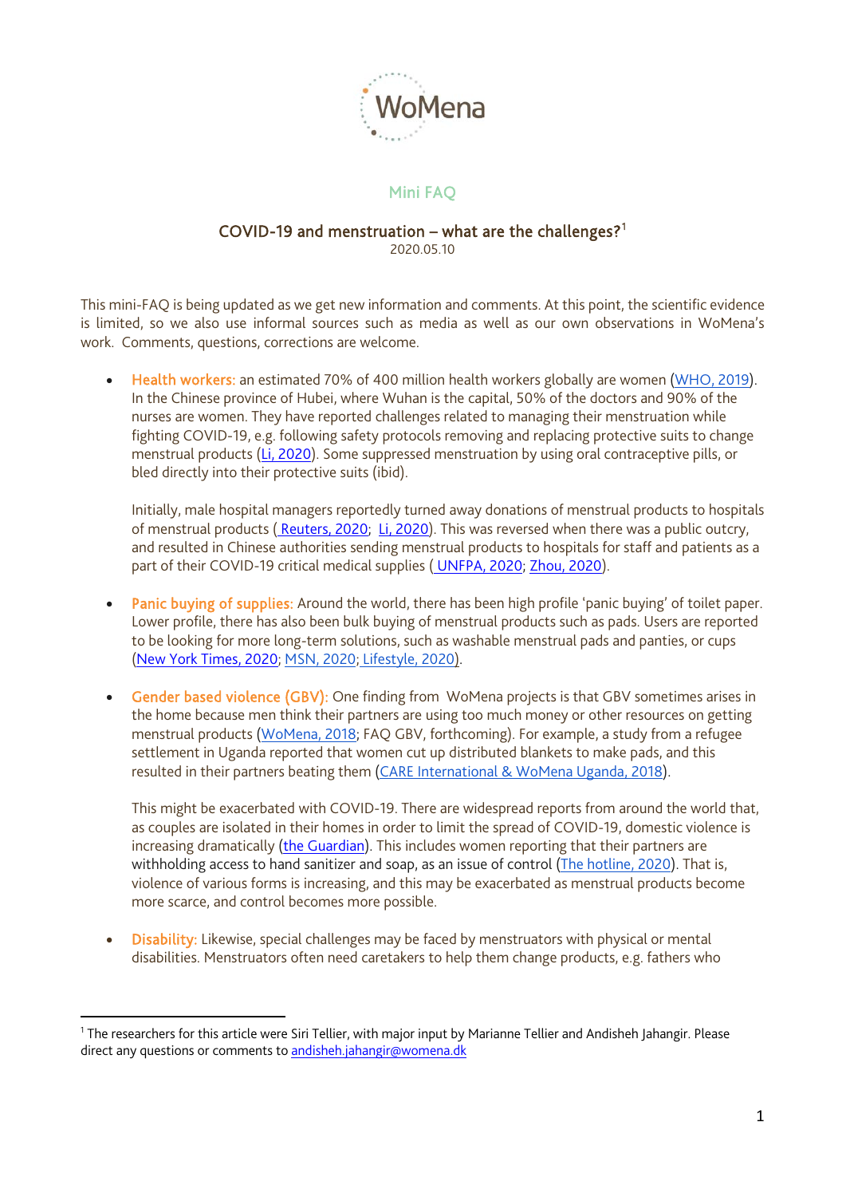WoMena

## Mini FAQ

# COVID-19 and menstruation – what are the challenges?[1]

2020.05.10

This mini-FAQ is being updated as we get new information and comments. At this point, the scientific evidence is limited, so we also use informal sources such as media as well as our own observations in WoMena's work. Comments, questions, corrections are welcome.

- **Health workers:** an estimated 70% of 400 million health workers globally are women (WHO, 2019). In the Chinese province of Hubei, where Wuhan is the capital, 50% of the doctors and 90% of the nurses are women. They have reported challenges related to managing their menstruation while fighting COVID-19, e.g. following safety protocols removing and replacing protective suits to change menstrual products (Li, 2020). Some suppressed menstruation by using oral contraceptive pills, or bled directly into their protective suits (ibid).

  Initially, male hospital managers reportedly turned away donations of menstrual products to hospitals of menstrual products ( Reuters, 2020; Li, 2020). This was reversed when there was a public outcry, and resulted in Chinese authorities sending menstrual products to hospitals for staff and patients as a part of their COVID-19 critical medical supplies ( UNFPA, 2020; Zhou, 2020).

- **Panic buying of supplies:** Around the world, there has been high profile 'panic buying' of toilet paper. Lower profile, there has also been bulk buying of menstrual products such as pads. Users are reported to be looking for more long-term solutions, such as washable menstrual pads and panties, or cups (New York Times, 2020; MSN, 2020; Lifestyle, 2020).

- **Gender based violence (GBV):** One finding from WoMena projects is that GBV sometimes arises in the home because men think their partners are using too much money or other resources on getting menstrual products (WoMena, 2018; FAQ GBV, forthcoming). For example, a study from a refugee settlement in Uganda reported that women cut up distributed blankets to make pads, and this resulted in their partners beating them (CARE International & WoMena Uganda, 2018).

  This might be exacerbated with COVID-19. There are widespread reports from around the world that, as couples are isolated in their homes in order to limit the spread of COVID-19, domestic violence is increasing dramatically (the Guardian). This includes women reporting that their partners are withholding access to hand sanitizer and soap, as an issue of control (The hotline, 2020). That is, violence of various forms is increasing, and this may be exacerbated as menstrual products become more scarce, and control becomes more possible.

- **Disability:** Likewise, special challenges may be faced by menstruators with physical or mental disabilities. Menstruators often need caretakers to help them change products, e.g. fathers who

---

[1] The researchers for this article were Siri Tellier, with major input by Marianne Tellier and Andisheh Jahangir. Please direct any questions or comments to andisheh.jahangir@womena.dk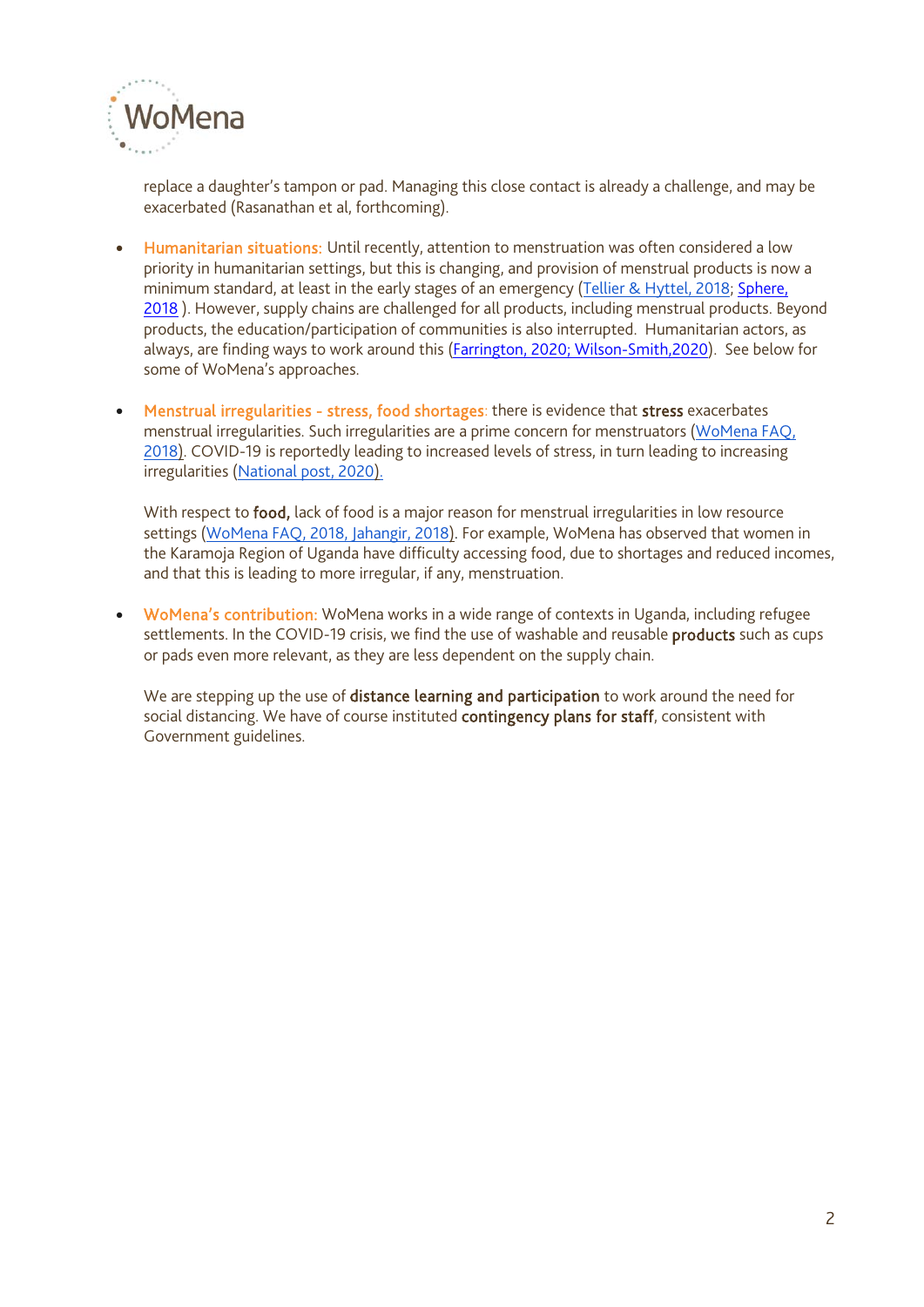replace a daughter's tampon or pad. Managing this close contact is already a challenge, and may be exacerbated (Rasanathan et al, forthcoming).

- Humanitarian situations: Until recently, attention to menstruation was often considered a low priority in humanitarian settings, but this is changing, and provision of menstrual products is now a minimum standard, at least in the early stages of an emergency (Tellier & Hyttel, 2018; Sphere, 2018 ). However, supply chains are challenged for all products, including menstrual products. Beyond products, the education/participation of communities is also interrupted. Humanitarian actors, as always, are finding ways to work around this (Farrington, 2020; Wilson-Smith,2020). See below for some of WoMena's approaches.

- Menstrual irregularities - stress, food shortages: there is evidence that **stress** exacerbates menstrual irregularities. Such irregularities are a prime concern for menstruators (WoMena FAQ, 2018). COVID-19 is reportedly leading to increased levels of stress, in turn leading to increasing irregularities (National post, 2020).

  With respect to **food,** lack of food is a major reason for menstrual irregularities in low resource settings (WoMena FAQ, 2018, Jahangir, 2018). For example, WoMena has observed that women in the Karamoja Region of Uganda have difficulty accessing food, due to shortages and reduced incomes, and that this is leading to more irregular, if any, menstruation.

- WoMena's contribution: WoMena works in a wide range of contexts in Uganda, including refugee settlements. In the COVID-19 crisis, we find the use of washable and reusable **products** such as cups or pads even more relevant, as they are less dependent on the supply chain.

  We are stepping up the use of **distance learning and participation** to work around the need for social distancing. We have of course instituted **contingency plans for staff**, consistent with Government guidelines.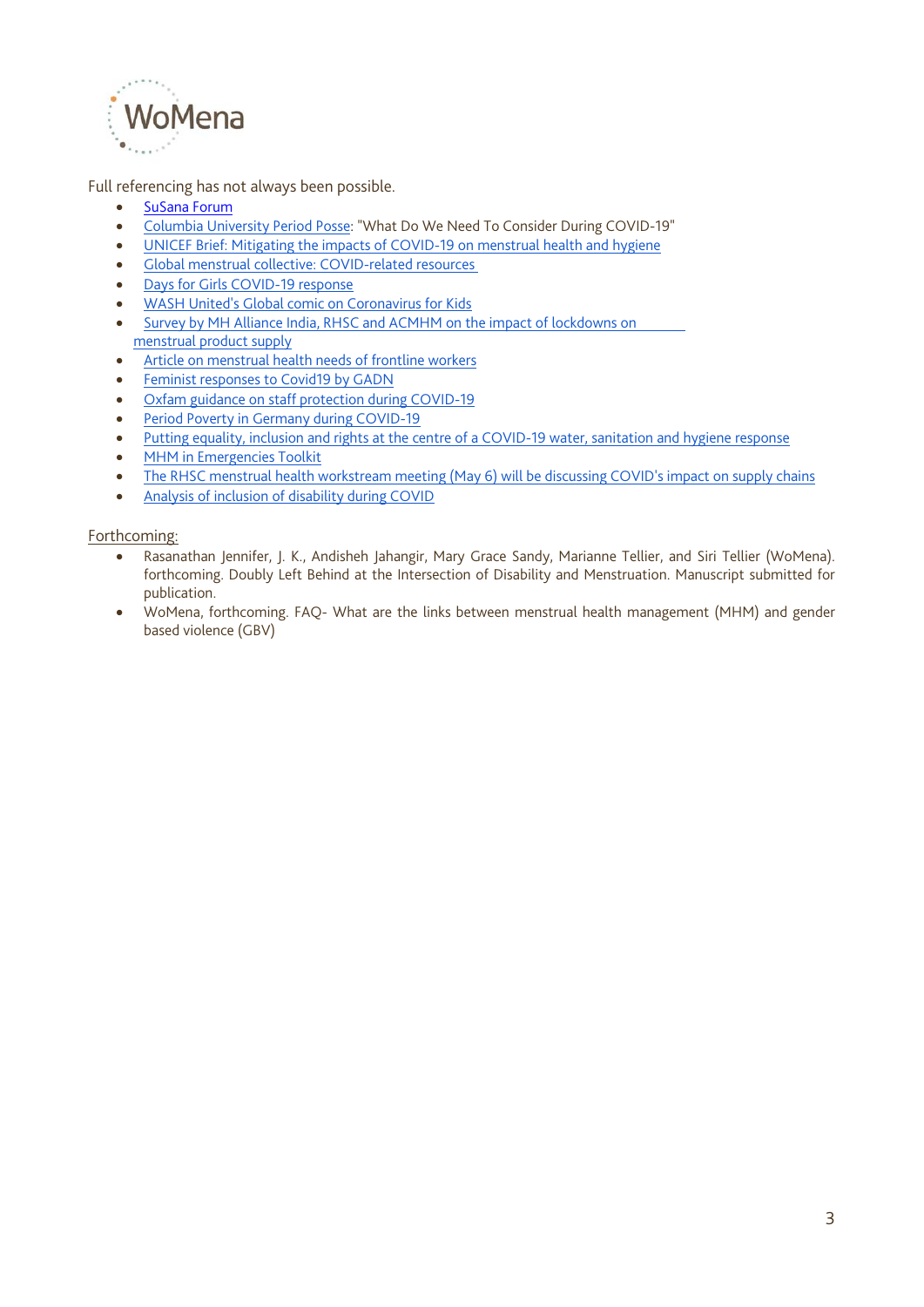Full referencing has not always been possible.

- SuSana Forum
- Columbia University Period Posse: "What Do We Need To Consider During COVID-19"
- UNICEF Brief: Mitigating the impacts of COVID-19 on menstrual health and hygiene
- Global menstrual collective: COVID-related resources
- Days for Girls COVID-19 response
- WASH United's Global comic on Coronavirus for Kids
- Survey by MH Alliance India, RHSC and ACMHM on the impact of lockdowns on menstrual product supply
- Article on menstrual health needs of frontline workers
- Feminist responses to Covid19 by GADN
- Oxfam guidance on staff protection during COVID-19
- Period Poverty in Germany during COVID-19
- Putting equality, inclusion and rights at the centre of a COVID-19 water, sanitation and hygiene response
- MHM in Emergencies Toolkit
- The RHSC menstrual health workstream meeting (May 6) will be discussing COVID's impact on supply chains
- Analysis of inclusion of disability during COVID

Forthcoming:

- Rasanathan Jennifer, J. K., Andisheh Jahangir, Mary Grace Sandy, Marianne Tellier, and Siri Tellier (WoMena). forthcoming. Doubly Left Behind at the Intersection of Disability and Menstruation. Manuscript submitted for publication.
- WoMena, forthcoming. FAQ- What are the links between menstrual health management (MHM) and gender based violence (GBV)